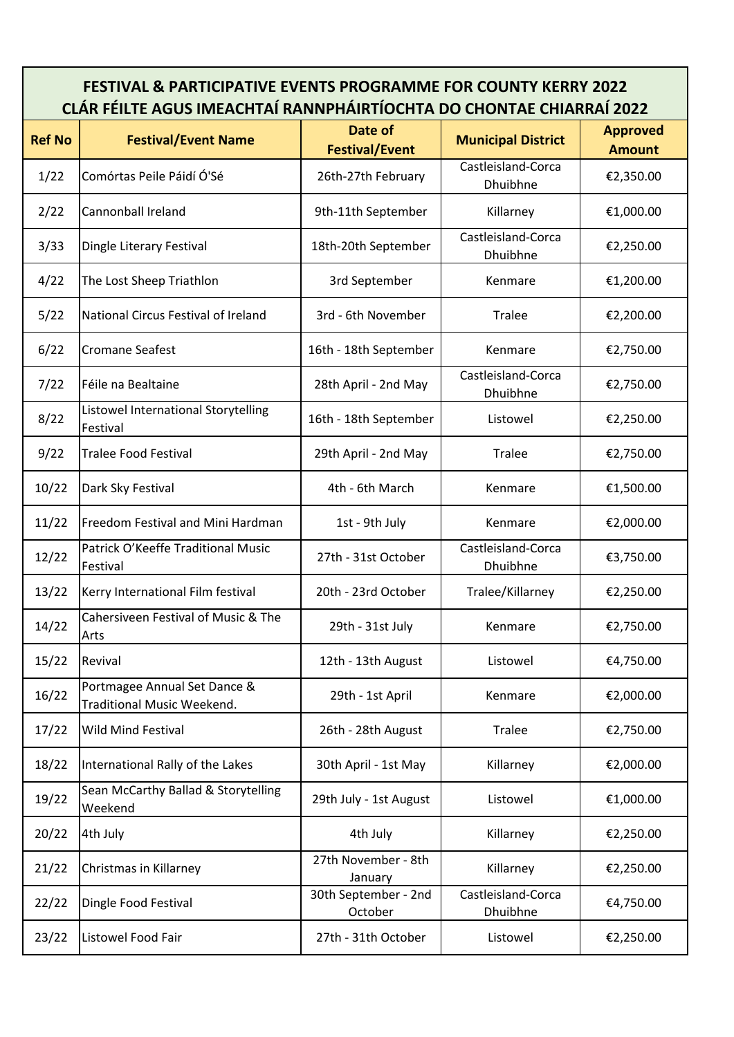# FESTIVAL & PARTICIPATIVE EVENTS PROGRAMME FOR COUNTY KERRY 2022
# CLÁR FÉILTE AGUS IMEACHTAÍ RANNPHÁIRTÍOCHTA DO CHONTAE CHIARRAÍ 2022

| Ref No | Festival/Event Name | Date of Festival/Event | Municipal District | Approved Amount |
|---|---|---|---|---|
| 1/22 | Comórtas Peile Páidí Ó'Sé | 26th-27th February | Castleisland-Corca Dhuibhne | €2,350.00 |
| 2/22 | Cannonball Ireland | 9th-11th September | Killarney | €1,000.00 |
| 3/33 | Dingle Literary Festival | 18th-20th September | Castleisland-Corca Dhuibhne | €2,250.00 |
| 4/22 | The Lost Sheep Triathlon | 3rd September | Kenmare | €1,200.00 |
| 5/22 | National Circus Festival of Ireland | 3rd - 6th November | Tralee | €2,200.00 |
| 6/22 | Cromane Seafest | 16th - 18th September | Kenmare | €2,750.00 |
| 7/22 | Féile na Bealtaine | 28th April - 2nd May | Castleisland-Corca Dhuibhne | €2,750.00 |
| 8/22 | Listowel International Storytelling Festival | 16th - 18th September | Listowel | €2,250.00 |
| 9/22 | Tralee Food Festival | 29th April - 2nd May | Tralee | €2,750.00 |
| 10/22 | Dark Sky Festival | 4th - 6th March | Kenmare | €1,500.00 |
| 11/22 | Freedom Festival and Mini Hardman | 1st - 9th July | Kenmare | €2,000.00 |
| 12/22 | Patrick O'Keeffe Traditional Music Festival | 27th - 31st October | Castleisland-Corca Dhuibhne | €3,750.00 |
| 13/22 | Kerry International Film festival | 20th - 23rd October | Tralee/Killarney | €2,250.00 |
| 14/22 | Cahersiveen Festival of Music & The Arts | 29th - 31st July | Kenmare | €2,750.00 |
| 15/22 | Revival | 12th - 13th August | Listowel | €4,750.00 |
| 16/22 | Portmagee Annual Set Dance & Traditional Music Weekend. | 29th - 1st April | Kenmare | €2,000.00 |
| 17/22 | Wild Mind Festival | 26th - 28th August | Tralee | €2,750.00 |
| 18/22 | International Rally of the Lakes | 30th April - 1st May | Killarney | €2,000.00 |
| 19/22 | Sean McCarthy Ballad & Storytelling Weekend | 29th July - 1st August | Listowel | €1,000.00 |
| 20/22 | 4th July | 4th July | Killarney | €2,250.00 |
| 21/22 | Christmas in Killarney | 27th November - 8th January | Killarney | €2,250.00 |
| 22/22 | Dingle Food Festival | 30th September - 2nd October | Castleisland-Corca Dhuibhne | €4,750.00 |
| 23/22 | Listowel Food Fair | 27th - 31st October | Listowel | €2,250.00 |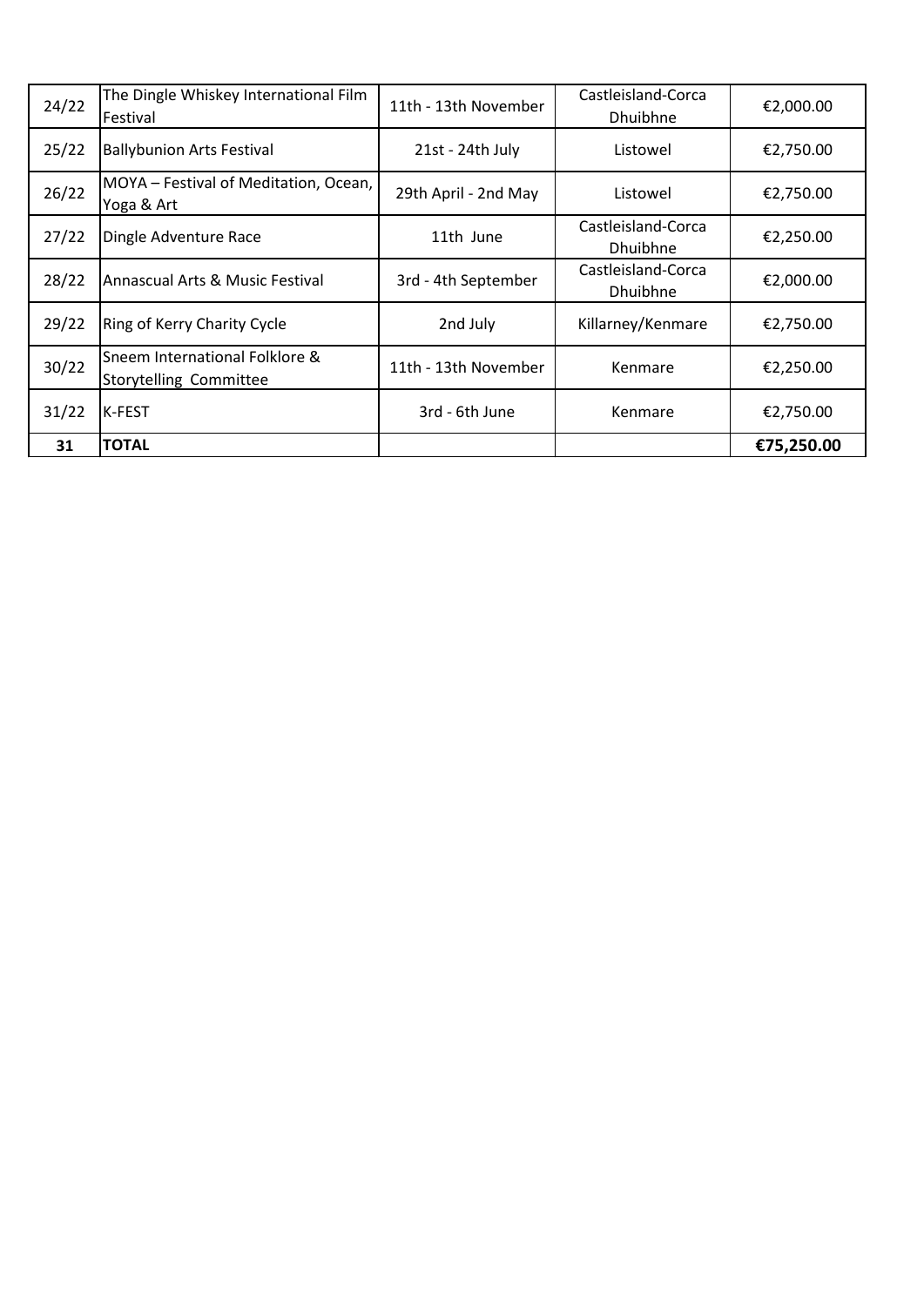| | | | | |
|---|---|---|---|---|
| 24/22 | The Dingle Whiskey International Film Festival | 11th - 13th November | Castleisland-Corca Dhuibhne | €2,000.00 |
| 25/22 | Ballybunion Arts Festival | 21st - 24th July | Listowel | €2,750.00 |
| 26/22 | MOYA – Festival of Meditation, Ocean, Yoga & Art | 29th April - 2nd May | Listowel | €2,750.00 |
| 27/22 | Dingle Adventure Race | 11th June | Castleisland-Corca Dhuibhne | €2,250.00 |
| 28/22 | Annascual Arts & Music Festival | 3rd - 4th September | Castleisland-Corca Dhuibhne | €2,000.00 |
| 29/22 | Ring of Kerry Charity Cycle | 2nd July | Killarney/Kenmare | €2,750.00 |
| 30/22 | Sneem International Folklore & Storytelling Committee | 11th - 13th November | Kenmare | €2,250.00 |
| 31/22 | K-FEST | 3rd - 6th June | Kenmare | €2,750.00 |
| **31** | **TOTAL** | | | **€75,250.00** |